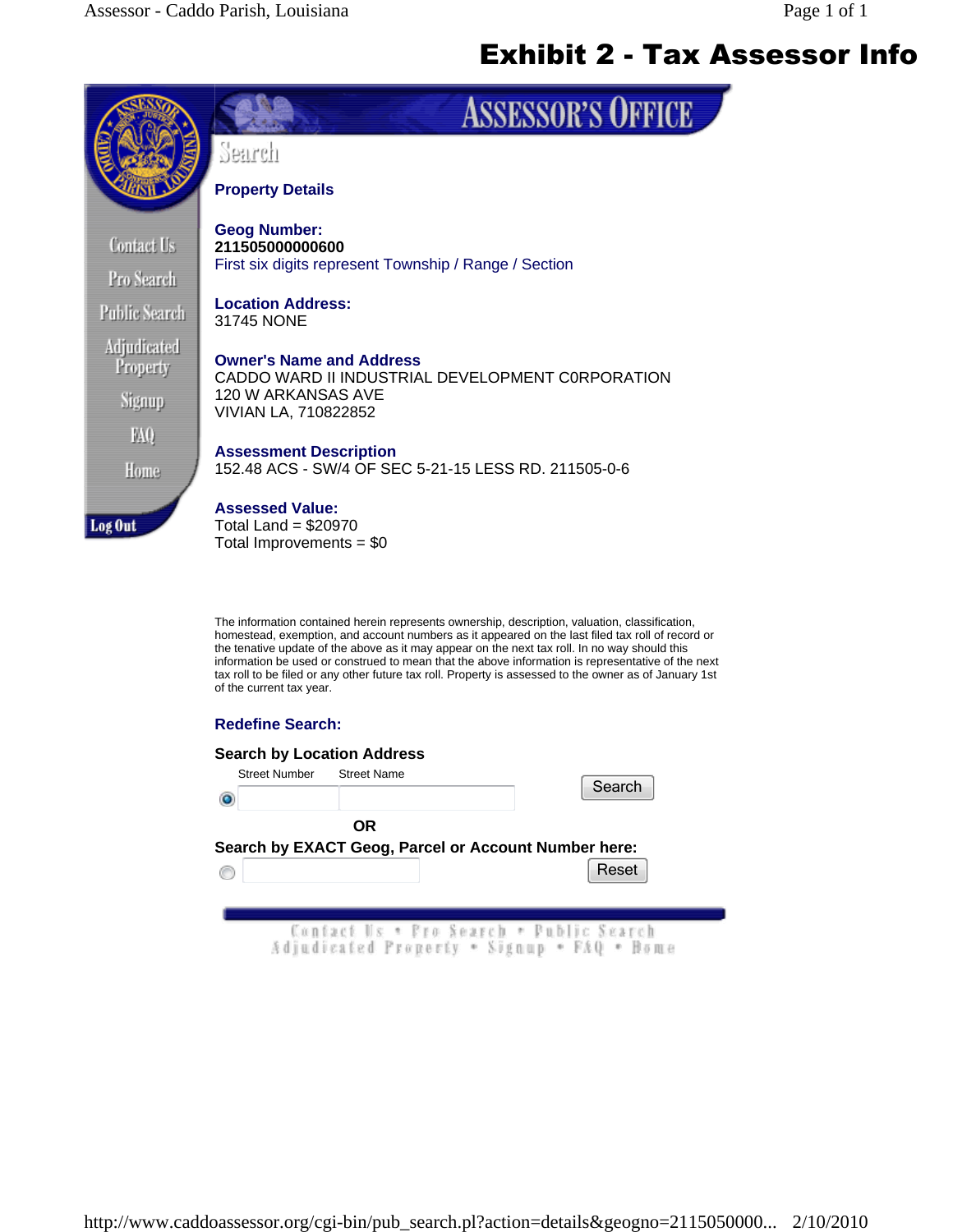# Exhibit 2 - Tax Assessor Info

## ASSESSOR'S OFFICE

Search

Contact Us
Pro Search
Public Search
Adjudicated Property
Signup
FAQ
Home
Log Out

**Property Details**

**Geog Number:**
**211505000000600**
First six digits represent Township / Range / Section

**Location Address:**
31745 NONE

**Owner's Name and Address**
CADDO WARD II INDUSTRIAL DEVELOPMENT C0RPORATION
120 W ARKANSAS AVE
VIVIAN LA, 710822852

**Assessment Description**
152.48 ACS - SW/4 OF SEC 5-21-15 LESS RD. 211505-0-6

**Assessed Value:**
Total Land = $20970
Total Improvements = $0

The information contained herein represents ownership, description, valuation, classification, homestead, exemption, and account numbers as it appeared on the last filed tax roll of record or the tenative update of the above as it may appear on the next tax roll. In no way should this information be used or construed to mean that the above information is representative of the next tax roll to be filed or any other future tax roll. Property is assessed to the owner as of January 1st of the current tax year.

**Redefine Search:**

**Search by Location Address**

Street Number Street Name

Search

**OR**

**Search by EXACT Geog, Parcel or Account Number here:**

Reset

Contact Us • Pro Search • Public Search
Adjudicated Property • Signup • FAQ • Home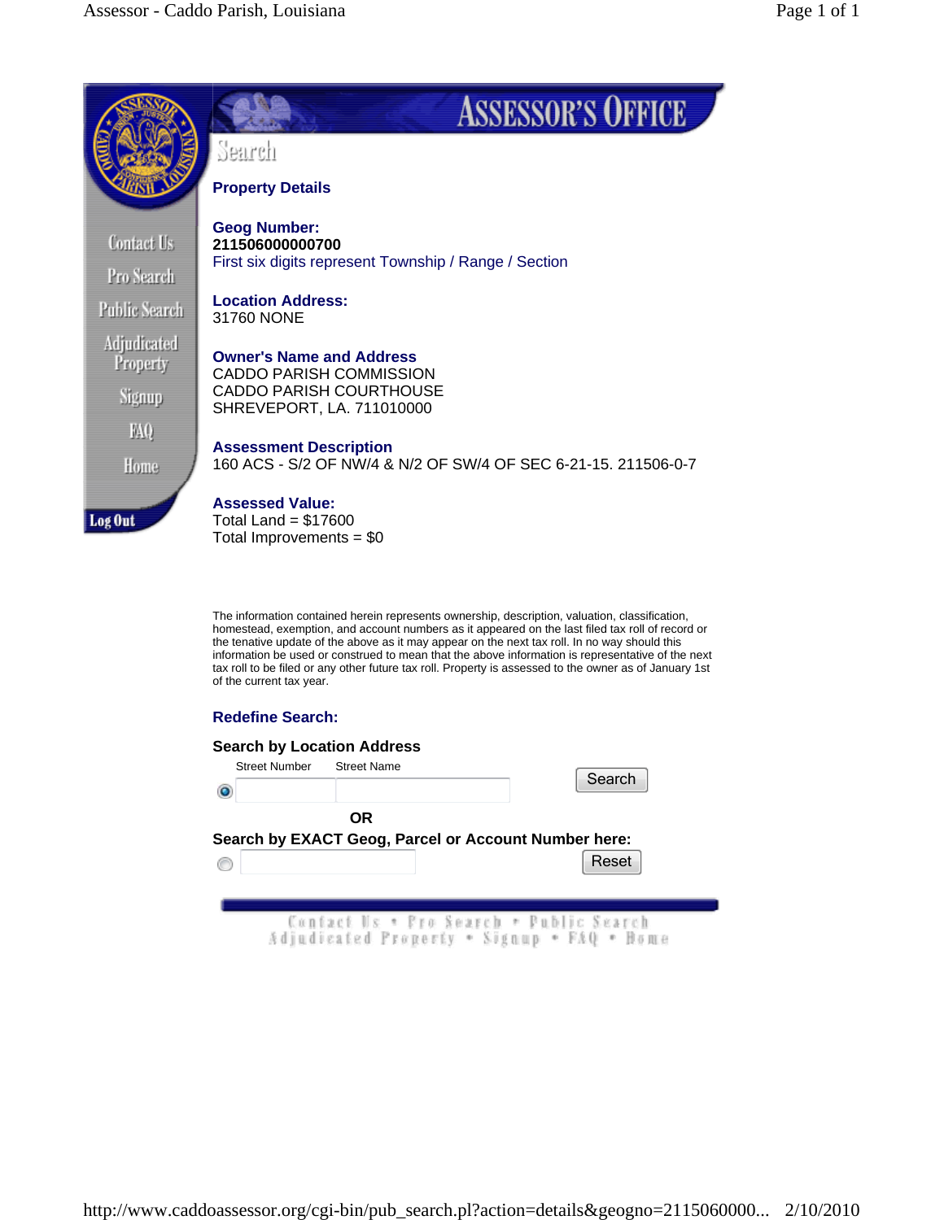# ASSESSOR'S OFFICE

Contact Us
Pro Search
Public Search
Adjudicated Property
Signup
FAQ
Home
Log Out

## Search

### Property Details

**Geog Number:**
**211506000000700**
First six digits represent Township / Range / Section

**Location Address:**
31760 NONE

**Owner's Name and Address**
CADDO PARISH COMMISSION
CADDO PARISH COURTHOUSE
SHREVEPORT, LA. 711010000

**Assessment Description**
160 ACS - S/2 OF NW/4 & N/2 OF SW/4 OF SEC 6-21-15. 211506-0-7

**Assessed Value:**
Total Land = $17600
Total Improvements = $0

The information contained herein represents ownership, description, valuation, classification, homestead, exemption, and account numbers as it appeared on the last filed tax roll of record or the tenative update of the above as it may appear on the next tax roll. In no way should this information be used or construed to mean that the above information is representative of the next tax roll to be filed or any other future tax roll. Property is assessed to the owner as of January 1st of the current tax year.

**Redefine Search:**

**Search by Location Address**

Street Number | Street Name | Search

**OR**

**Search by EXACT Geog, Parcel or Account Number here:**

Reset

Contact Us • Pro Search • Public Search
Adjudicated Property • Signup • FAQ • Home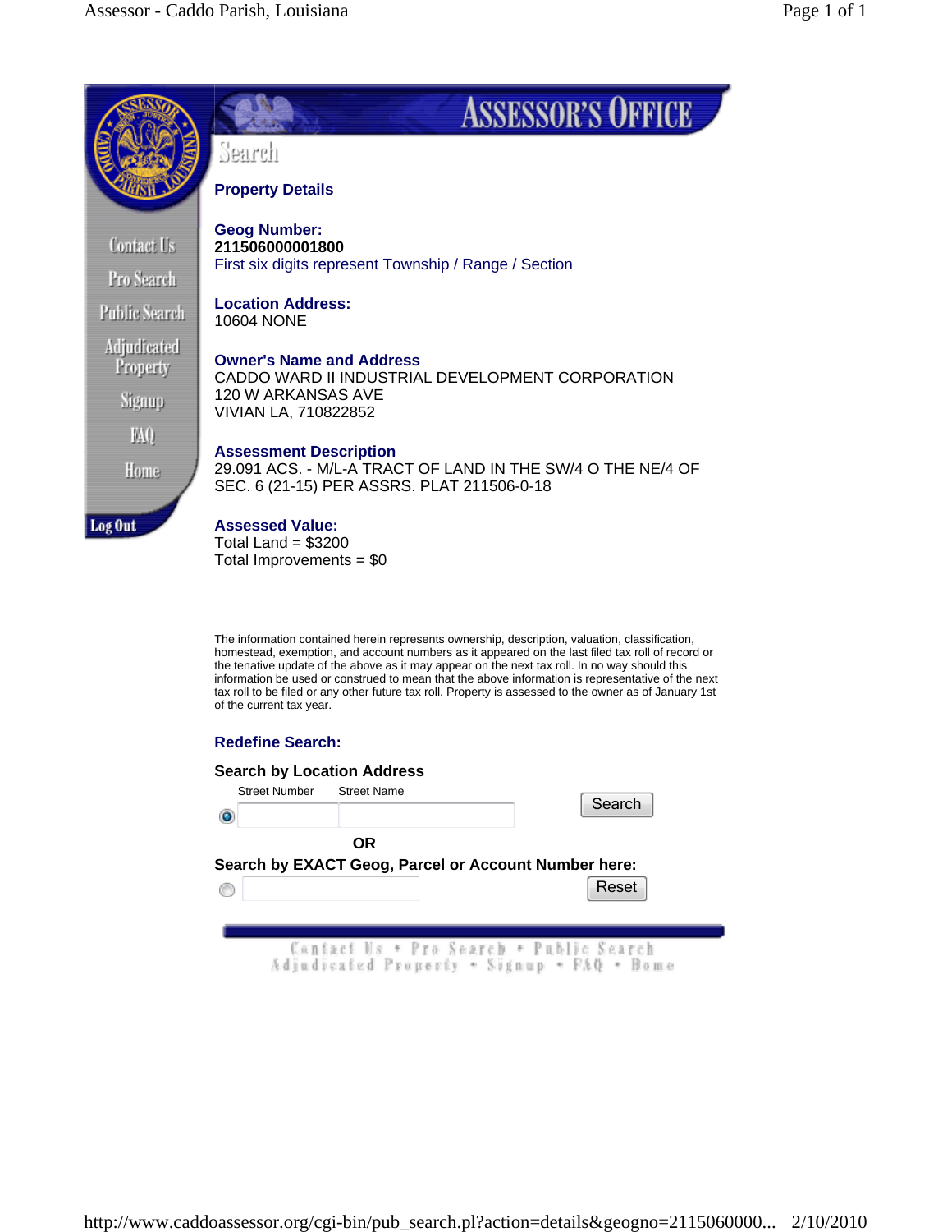# ASSESSOR'S OFFICE

Search

## Property Details

**Geog Number:**
**211506000001800**
First six digits represent Township / Range / Section

**Location Address:**
10604 NONE

**Owner's Name and Address**
CADDO WARD II INDUSTRIAL DEVELOPMENT CORPORATION
120 W ARKANSAS AVE
VIVIAN LA, 710822852

**Assessment Description**
29.091 ACS. - M/L-A TRACT OF LAND IN THE SW/4 O THE NE/4 OF SEC. 6 (21-15) PER ASSRS. PLAT 211506-0-18

**Assessed Value:**
Total Land = $3200
Total Improvements = $0

The information contained herein represents ownership, description, valuation, classification, homestead, exemption, and account numbers as it appeared on the last filed tax roll of record or the tenative update of the above as it may appear on the next tax roll. In no way should this information be used or construed to mean that the above information is representative of the next tax roll to be filed or any other future tax roll. Property is assessed to the owner as of January 1st of the current tax year.

**Redefine Search:**

**Search by Location Address**

Street Number Street Name

Search

OR

**Search by EXACT Geog, Parcel or Account Number here:**

Reset

Contact Us • Pro Search • Public Search
Adjudicated Property • Signup • FAQ • Home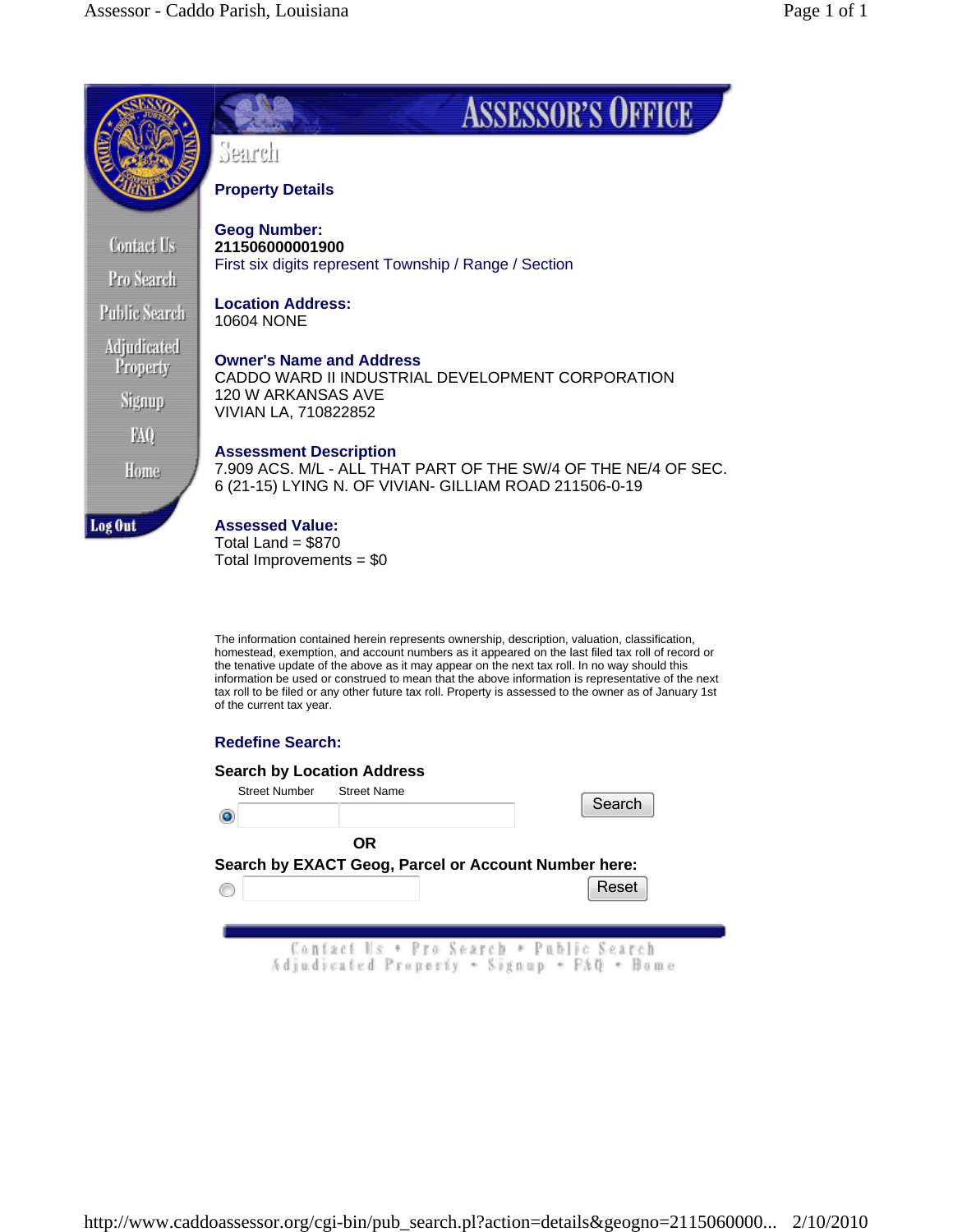Contact Us
Pro Search
Public Search
Adjudicated Property
Signup
FAQ
Home
Log Out

# ASSESSOR'S OFFICE

## Search

### Property Details

**Geog Number:**
**211506000001900**
First six digits represent Township / Range / Section

**Location Address:**
10604 NONE

**Owner's Name and Address**
CADDO WARD II INDUSTRIAL DEVELOPMENT CORPORATION
120 W ARKANSAS AVE
VIVIAN LA, 710822852

**Assessment Description**
7.909 ACS. M/L - ALL THAT PART OF THE SW/4 OF THE NE/4 OF SEC. 6 (21-15) LYING N. OF VIVIAN- GILLIAM ROAD 211506-0-19

**Assessed Value:**
Total Land = $870
Total Improvements = $0

The information contained herein represents ownership, description, valuation, classification, homestead, exemption, and account numbers as it appeared on the last filed tax roll of record or the tenative update of the above as it may appear on the next tax roll. In no way should this information be used or construed to mean that the above information is representative of the next tax roll to be filed or any other future tax roll. Property is assessed to the owner as of January 1st of the current tax year.

**Redefine Search:**

**Search by Location Address**

Street Number Street Name

Search

**OR**

**Search by EXACT Geog, Parcel or Account Number here:**

Reset

Contact Us • Pro Search • Public Search
Adjudicated Property • Signup • FAQ • Home

http://www.caddoassessor.org/cgi-bin/pub_search.pl?action=details&geogno=2115060000... 2/10/2010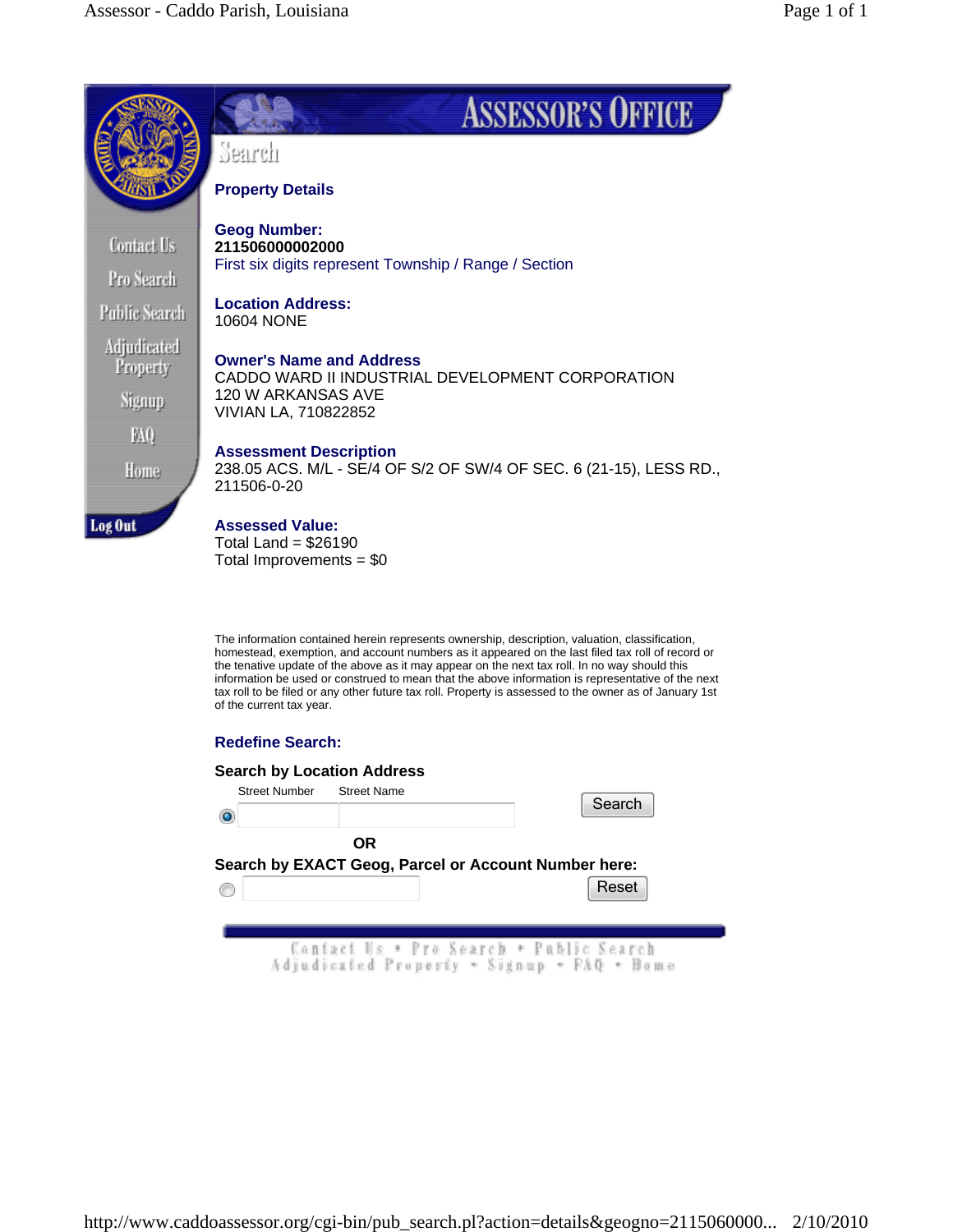# Search

## Property Details

**Geog Number:**
**211506000002000**
First six digits represent Township / Range / Section

**Location Address:**
10604 NONE

**Owner's Name and Address**
CADDO WARD II INDUSTRIAL DEVELOPMENT CORPORATION
120 W ARKANSAS AVE
VIVIAN LA, 710822852

**Assessment Description**
238.05 ACS. M/L - SE/4 OF S/2 OF SW/4 OF SEC. 6 (21-15), LESS RD., 211506-0-20

**Assessed Value:**
Total Land = $26190
Total Improvements = $0

The information contained herein represents ownership, description, valuation, classification, homestead, exemption, and account numbers as it appeared on the last filed tax roll of record or the tenative update of the above as it may appear on the next tax roll. In no way should this information be used or construed to mean that the above information is representative of the next tax roll to be filed or any other future tax roll. Property is assessed to the owner as of January 1st of the current tax year.

**Redefine Search:**

**Search by Location Address**

Street Number | Street Name | Search

**OR**

**Search by EXACT Geog, Parcel or Account Number here:**

Reset

Contact Us • Pro Search • Public Search
Adjudicated Property • Signup • FAQ • Home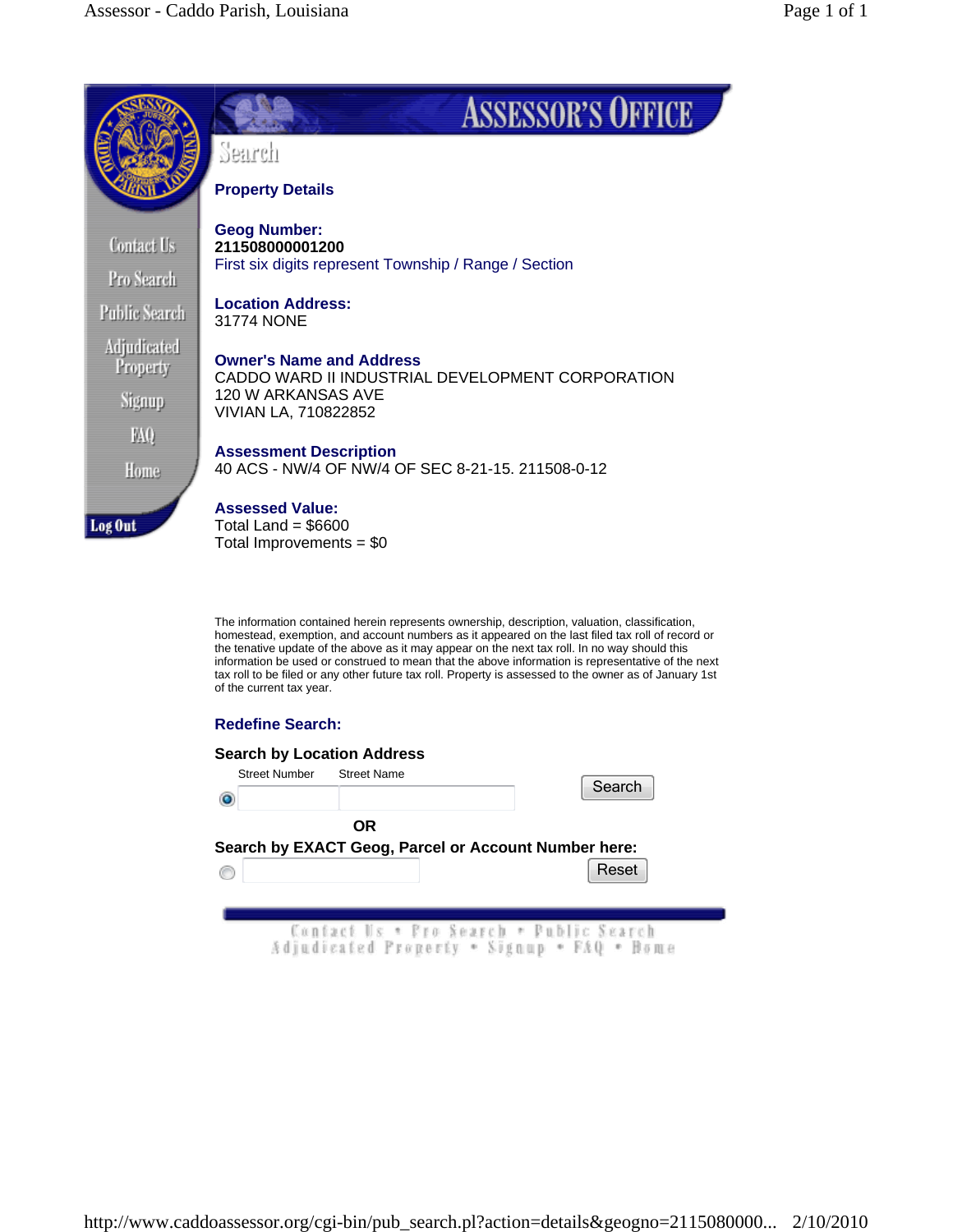Search

## Property Details

**Geog Number:**
**211508000001200**
First six digits represent Township / Range / Section

**Location Address:**
31774 NONE

**Owner's Name and Address**
CADDO WARD II INDUSTRIAL DEVELOPMENT CORPORATION
120 W ARKANSAS AVE
VIVIAN LA, 710822852

**Assessment Description**
40 ACS - NW/4 OF NW/4 OF SEC 8-21-15. 211508-0-12

**Assessed Value:**
Total Land = $6600
Total Improvements = $0

The information contained herein represents ownership, description, valuation, classification, homestead, exemption, and account numbers as it appeared on the last filed tax roll of record or the tenative update of the above as it may appear on the next tax roll. In no way should this information be used or construed to mean that the above information is representative of the next tax roll to be filed or any other future tax roll. Property is assessed to the owner as of January 1st of the current tax year.

**Redefine Search:**

**Search by Location Address**

Street Number Street Name

Search

**OR**

**Search by EXACT Geog, Parcel or Account Number here:**

Reset

Contact Us • Pro Search • Public Search
Adjudicated Property • Signup • FAQ • Home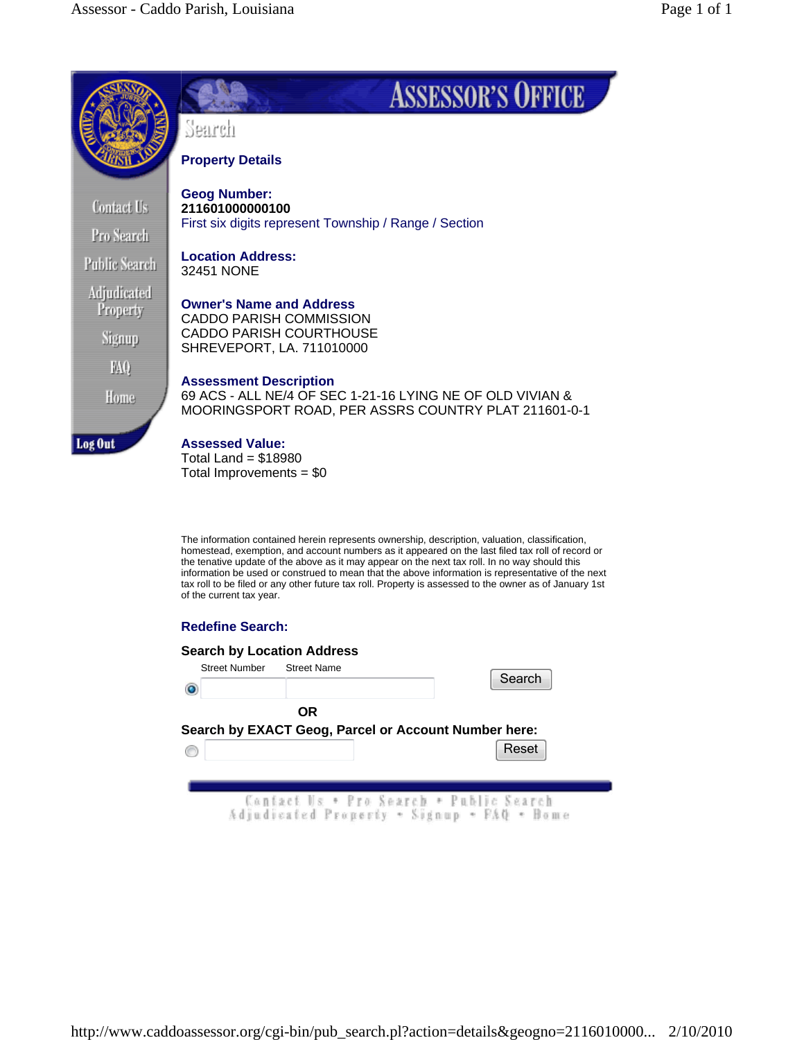Contact Us
Pro Search
Public Search
Adjudicated Property
Signup
FAQ
Home
Log Out

# ASSESSOR'S OFFICE

## Search

### Property Details

**Geog Number:**
**211601000000100**
First six digits represent Township / Range / Section

**Location Address:**
32451 NONE

**Owner's Name and Address**
CADDO PARISH COMMISSION
CADDO PARISH COURTHOUSE
SHREVEPORT, LA. 711010000

**Assessment Description**
69 ACS - ALL NE/4 OF SEC 1-21-16 LYING NE OF OLD VIVIAN & MOORINGSPORT ROAD, PER ASSRS COUNTRY PLAT 211601-0-1

**Assessed Value:**
Total Land = $18980
Total Improvements = $0

The information contained herein represents ownership, description, valuation, classification, homestead, exemption, and account numbers as it appeared on the last filed tax roll of record or the tenative update of the above as it may appear on the next tax roll. In no way should this information be used or construed to mean that the above information is representative of the next tax roll to be filed or any other future tax roll. Property is assessed to the owner as of January 1st of the current tax year.

**Redefine Search:**

**Search by Location Address**

Street Number Street Name

Search

**OR**

**Search by EXACT Geog, Parcel or Account Number here:**

Reset

Contact Us • Pro Search • Public Search
Adjudicated Property • Signup • FAQ • Home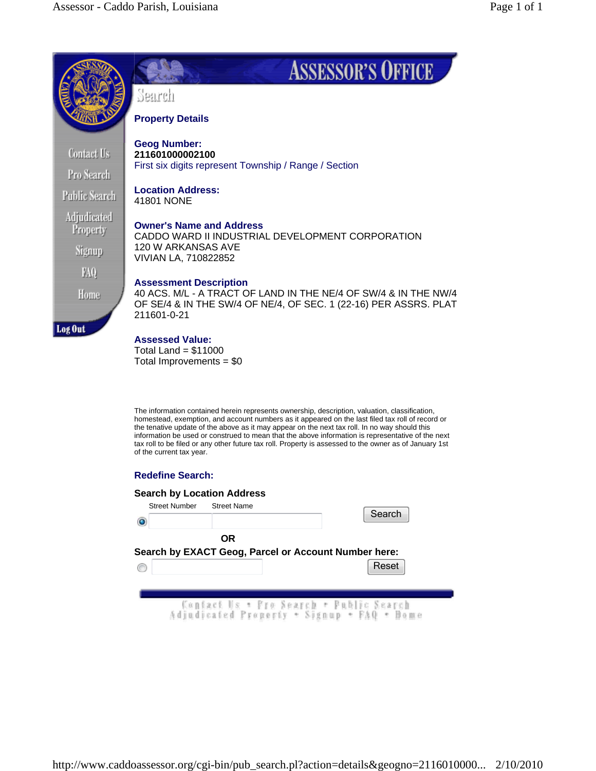ASSESSOR'S OFFICE

Search

Contact Us
Pro Search
Public Search
Adjudicated Property
Signup
FAQ
Home
Log Out

**Property Details**

**Geog Number:**
**211601000002100**
First six digits represent Township / Range / Section

**Location Address:**
41801 NONE

**Owner's Name and Address**
CADDO WARD II INDUSTRIAL DEVELOPMENT CORPORATION
120 W ARKANSAS AVE
VIVIAN LA, 710822852

**Assessment Description**
40 ACS. M/L - A TRACT OF LAND IN THE NE/4 OF SW/4 & IN THE NW/4 OF SE/4 & IN THE SW/4 OF NE/4, OF SEC. 1 (22-16) PER ASSRS. PLAT 211601-0-21

**Assessed Value:**
Total Land = $11000
Total Improvements = $0

The information contained herein represents ownership, description, valuation, classification, homestead, exemption, and account numbers as it appeared on the last filed tax roll of record or the tenative update of the above as it may appear on the next tax roll. In no way should this information be used or construed to mean that the above information is representative of the next tax roll to be filed or any other future tax roll. Property is assessed to the owner as of January 1st of the current tax year.

**Redefine Search:**

**Search by Location Address**

Street Number Street Name

Search

**OR**

**Search by EXACT Geog, Parcel or Account Number here:**

Reset

Contact Us • Pro Search • Public Search
Adjudicated Property • Signup • FAQ • Home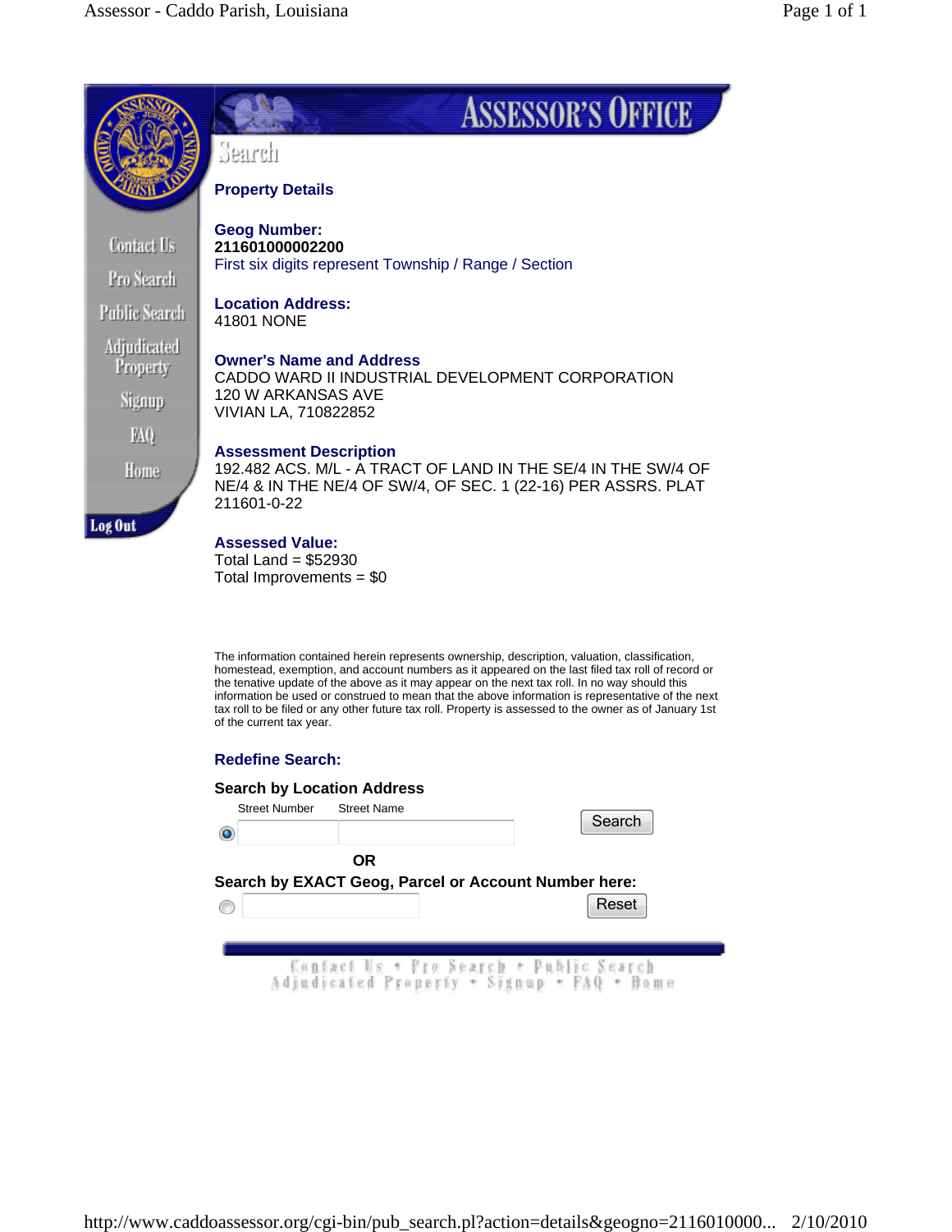# ASSESSOR'S OFFICE

Search

## Property Details

**Geog Number:**
**211601000002200**
First six digits represent Township / Range / Section

**Location Address:**
41801 NONE

**Owner's Name and Address**
CADDO WARD II INDUSTRIAL DEVELOPMENT CORPORATION
120 W ARKANSAS AVE
VIVIAN LA, 710822852

**Assessment Description**
192.482 ACS. M/L - A TRACT OF LAND IN THE SE/4 IN THE SW/4 OF NE/4 & IN THE NE/4 OF SW/4, OF SEC. 1 (22-16) PER ASSRS. PLAT 211601-0-22

**Assessed Value:**
Total Land = $52930
Total Improvements = $0

The information contained herein represents ownership, description, valuation, classification, homestead, exemption, and account numbers as it appeared on the last filed tax roll of record or the tenative update of the above as it may appear on the next tax roll. In no way should this information be used or construed to mean that the above information is representative of the next tax roll to be filed or any other future tax roll. Property is assessed to the owner as of January 1st of the current tax year.

**Redefine Search:**

**Search by Location Address**

Street Number Street Name

Search

**OR**

**Search by EXACT Geog, Parcel or Account Number here:**

Reset

Contact Us • Pro Search • Public Search
Adjudicated Property • Signup • FAQ • Home